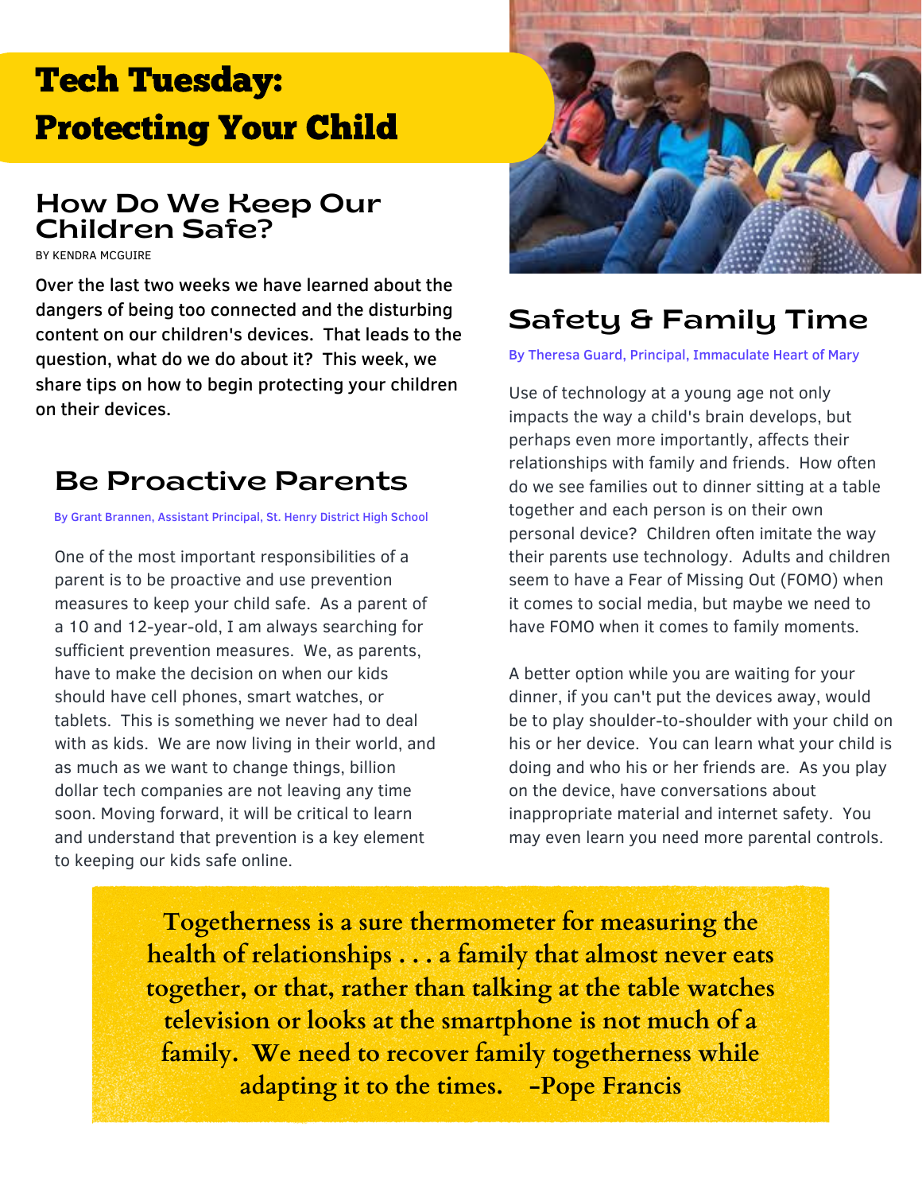# Tech Tuesday: Protecting Your Child

## How Do We Keep Our Children Safe?

BY KENDRA MCGUIRE

Over the last two weeks we have learned about the dangers of being too connected and the disturbing content on our children's devices. That leads to the question, what do we do about it? This week, we share tips on how to begin protecting your children on their devices.

## Be Proactive Parents

By Grant Brannen, Assistant Principal, St. Henry District High School

One of the most important responsibilities of a parent is to be proactive and use prevention measures to keep your child safe. As a parent of a 10 and 12-year-old, I am always searching for sufficient prevention measures. We, as parents, have to make the decision on when our kids should have cell phones, smart watches, or tablets. This is something we never had to deal with as kids. We are now living in their world, and as much as we want to change things, billion dollar tech companies are not leaving any time soon. Moving forward, it will be critical to learn and understand that prevention is a key element to keeping our kids safe online.

## Safety & Family Time

By Theresa Guard, Principal, Immaculate Heart of Mary

Use of technology at a young age not only impacts the way a child's brain develops, but perhaps even more importantly, affects their relationships with family and friends. How often do we see families out to dinner sitting at a table together and each person is on their own personal device? Children often imitate the way their parents use technology. Adults and children seem to have a Fear of Missing Out (FOMO) when it comes to social media, but maybe we need to have FOMO when it comes to family moments.

A better option while you are waiting for your dinner, if you can't put the devices away, would be to play shoulder-to-shoulder with your child on his or her device. You can learn what your child is doing and who his or her friends are. As you play on the device, have conversations about inappropriate material and internet safety. You may even learn you need more parental controls.

> Togetherness is a sure thermometer for measuring the health of relationships . . . a family that almost never eats together, or that, rather than talking at the table watches television or looks at the smartphone is not much of a family. We need to recover family togetherness while adapting it to the times. -Pope Francis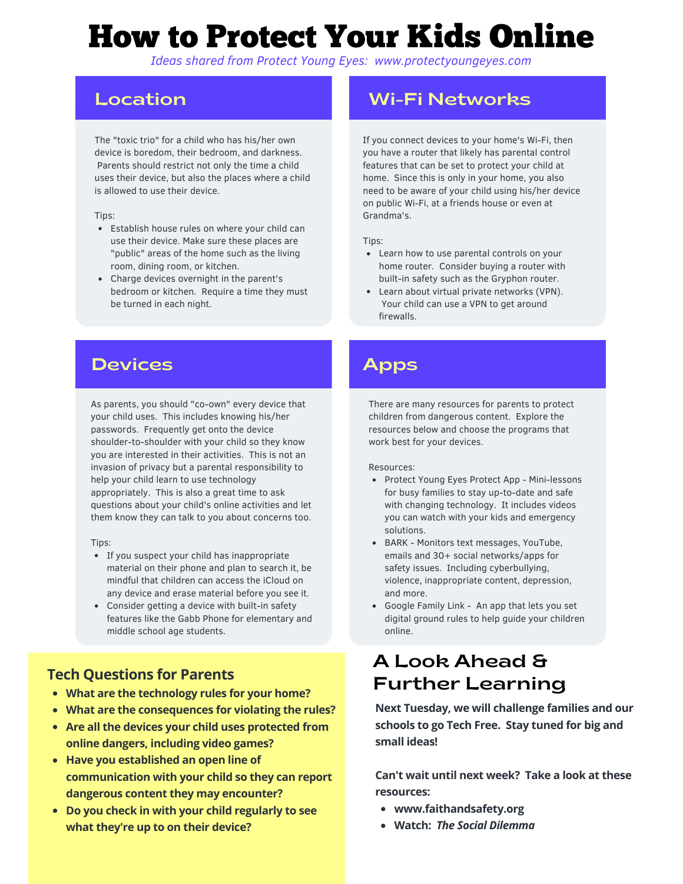# How to Protect Your Kids Online

*Ideas shared from Protect Young Eyes: www.protectyoungeyes.com*

## Location

The "toxic trio" for a child who has his/her own device is boredom, their bedroom, and darkness. Parents should restrict not only the time a child uses their device, but also the places where a child is allowed to use their device.

Tips:

- Establish house rules on where your child can use their device. Make sure these places are "public" areas of the home such as the living room, dining room, or kitchen.
- Charge devices overnight in the parent's bedroom or kitchen. Require a time they must be turned in each night.

## Wi-Fi Networks

If you connect devices to your home's Wi-Fi, then you have a router that likely has parental control features that can be set to protect your child at home. Since this is only in your home, you also need to be aware of your child using his/her device on public Wi-Fi, at a friends house or even at Grandma's.

Tips:

- Learn how to use parental controls on your home router. Consider buying a router with built-in safety such as the Gryphon router.
- Learn about virtual private networks (VPN). Your child can use a VPN to get around firewalls.

## Devices

As parents, you should "co-own" every device that your child uses. This includes knowing his/her passwords. Frequently get onto the device shoulder-to-shoulder with your child so they know you are interested in their activities. This is not an invasion of privacy but a parental responsibility to help your child learn to use technology appropriately. This is also a great time to ask questions about your child's online activities and let them know they can talk to you about concerns too.

Tips:

- If you suspect your child has inappropriate material on their phone and plan to search it, be mindful that children can access the iCloud on any device and erase material before you see it.
- Consider getting a device with built-in safety features like the Gabb Phone for elementary and middle school age students.

## Apps

There are many resources for parents to protect children from dangerous content. Explore the resources below and choose the programs that work best for your devices.

Resources:

- Protect Young Eyes Protect App - Mini-lessons for busy families to stay up-to-date and safe with changing technology. It includes videos you can watch with your kids and emergency solutions.
- BARK - Monitors text messages, YouTube, emails and 30+ social networks/apps for safety issues. Including cyberbullying, violence, inappropriate content, depression, and more.
- Google Family Link - An app that lets you set digital ground rules to help guide your children online.

## Tech Questions for Parents

- **What are the technology rules for your home?**
- **What are the consequences for violating the rules?**
- **Are all the devices your child uses protected from online dangers, including video games?**
- **Have you established an open line of communication with your child so they can report dangerous content they may encounter?**
- **Do you check in with your child regularly to see what they're up to on their device?**

## A Look Ahead & Further Learning

**Next Tuesday, we will challenge families and our schools to go Tech Free. Stay tuned for big and small ideas!**

**Can't wait until next week? Take a look at these resources:**

- **www.faithandsafety.org**
- **Watch: *The Social Dilemma***